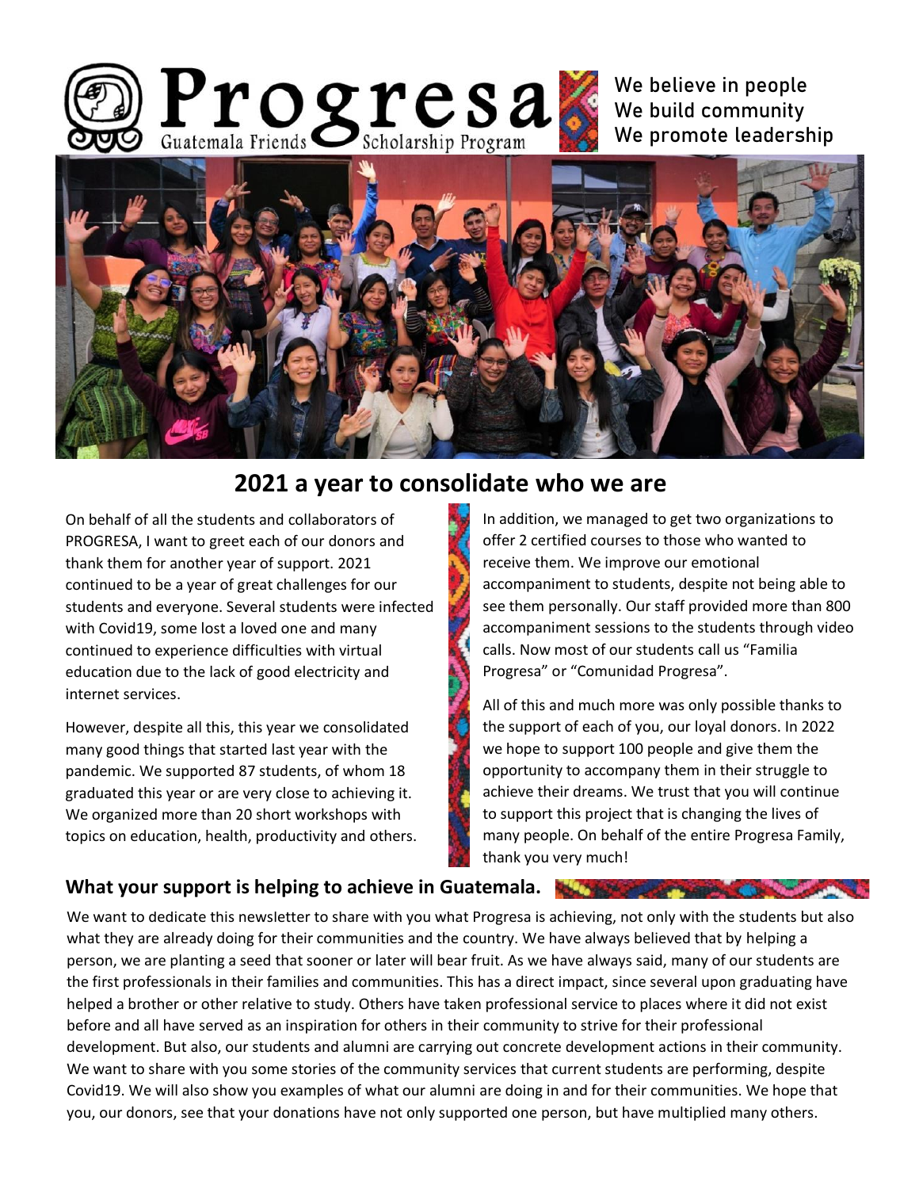# Progresa

Guatemala Friends Scholarship Program

We believe in people
We build community
We promote leadership

## 2021 a year to consolidate who we are

On behalf of all the students and collaborators of PROGRESA, I want to greet each of our donors and thank them for another year of support. 2021 continued to be a year of great challenges for our students and everyone. Several students were infected with Covid19, some lost a loved one and many continued to experience difficulties with virtual education due to the lack of good electricity and internet services.

However, despite all this, this year we consolidated many good things that started last year with the pandemic. We supported 87 students, of whom 18 graduated this year or are very close to achieving it. We organized more than 20 short workshops with topics on education, health, productivity and others.

In addition, we managed to get two organizations to offer 2 certified courses to those who wanted to receive them. We improve our emotional accompaniment to students, despite not being able to see them personally. Our staff provided more than 800 accompaniment sessions to the students through video calls. Now most of our students call us "Familia Progresa" or "Comunidad Progresa".

All of this and much more was only possible thanks to the support of each of you, our loyal donors. In 2022 we hope to support 100 people and give them the opportunity to accompany them in their struggle to achieve their dreams. We trust that you will continue to support this project that is changing the lives of many people. On behalf of the entire Progresa Family, thank you very much!

### What your support is helping to achieve in Guatemala.

We want to dedicate this newsletter to share with you what Progresa is achieving, not only with the students but also what they are already doing for their communities and the country. We have always believed that by helping a person, we are planting a seed that sooner or later will bear fruit. As we have always said, many of our students are the first professionals in their families and communities. This has a direct impact, since several upon graduating have helped a brother or other relative to study. Others have taken professional service to places where it did not exist before and all have served as an inspiration for others in their community to strive for their professional development. But also, our students and alumni are carrying out concrete development actions in their community. We want to share with you some stories of the community services that current students are performing, despite Covid19. We will also show you examples of what our alumni are doing in and for their communities. We hope that you, our donors, see that your donations have not only supported one person, but have multiplied many others.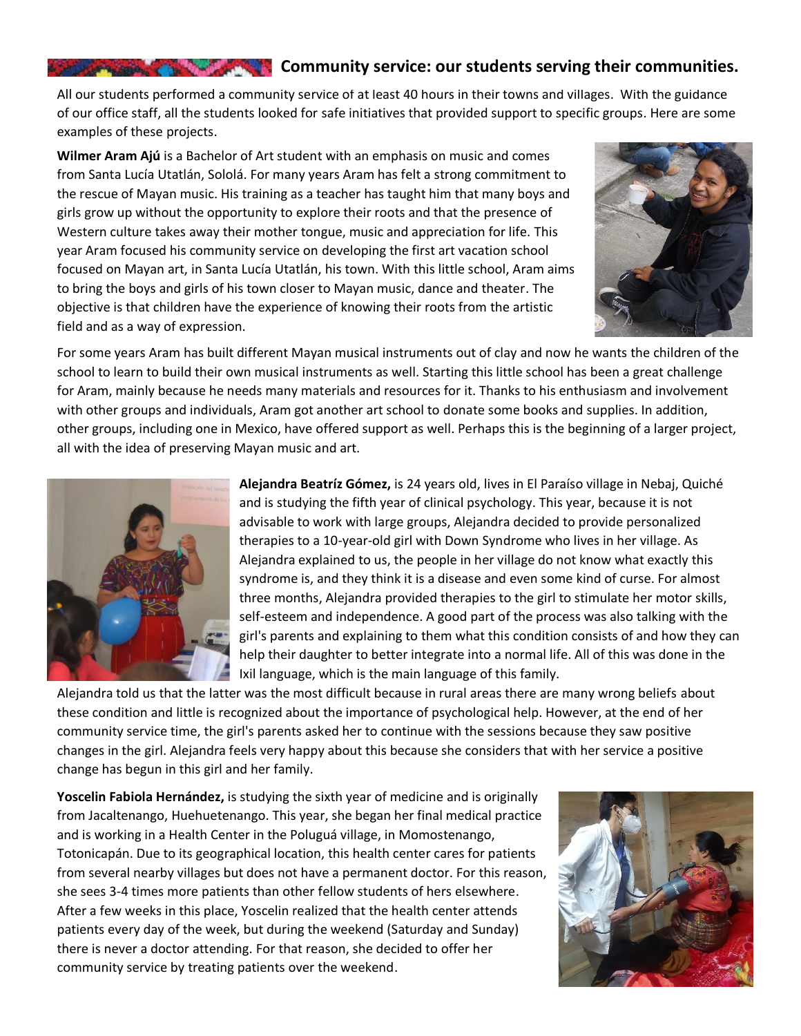## Community service: our students serving their communities.

All our students performed a community service of at least 40 hours in their towns and villages. With the guidance of our office staff, all the students looked for safe initiatives that provided support to specific groups. Here are some examples of these projects.

**Wilmer Aram Ajú** is a Bachelor of Art student with an emphasis on music and comes from Santa Lucía Utatlán, Sololá. For many years Aram has felt a strong commitment to the rescue of Mayan music. His training as a teacher has taught him that many boys and girls grow up without the opportunity to explore their roots and that the presence of Western culture takes away their mother tongue, music and appreciation for life. This year Aram focused his community service on developing the first art vacation school focused on Mayan art, in Santa Lucía Utatlán, his town. With this little school, Aram aims to bring the boys and girls of his town closer to Mayan music, dance and theater. The objective is that children have the experience of knowing their roots from the artistic field and as a way of expression.

For some years Aram has built different Mayan musical instruments out of clay and now he wants the children of the school to learn to build their own musical instruments as well. Starting this little school has been a great challenge for Aram, mainly because he needs many materials and resources for it. Thanks to his enthusiasm and involvement with other groups and individuals, Aram got another art school to donate some books and supplies. In addition, other groups, including one in Mexico, have offered support as well. Perhaps this is the beginning of a larger project, all with the idea of preserving Mayan music and art.

**Alejandra Beatríz Gómez,** is 24 years old, lives in El Paraíso village in Nebaj, Quiché and is studying the fifth year of clinical psychology. This year, because it is not advisable to work with large groups, Alejandra decided to provide personalized therapies to a 10-year-old girl with Down Syndrome who lives in her village. As Alejandra explained to us, the people in her village do not know what exactly this syndrome is, and they think it is a disease and even some kind of curse. For almost three months, Alejandra provided therapies to the girl to stimulate her motor skills, self-esteem and independence. A good part of the process was also talking with the girl's parents and explaining to them what this condition consists of and how they can help their daughter to better integrate into a normal life. All of this was done in the Ixil language, which is the main language of this family.

Alejandra told us that the latter was the most difficult because in rural areas there are many wrong beliefs about these condition and little is recognized about the importance of psychological help. However, at the end of her community service time, the girl's parents asked her to continue with the sessions because they saw positive changes in the girl. Alejandra feels very happy about this because she considers that with her service a positive change has begun in this girl and her family.

**Yoscelin Fabiola Hernández,** is studying the sixth year of medicine and is originally from Jacaltenango, Huehuetenango. This year, she began her final medical practice and is working in a Health Center in the Poluguá village, in Momostenango, Totonicapán. Due to its geographical location, this health center cares for patients from several nearby villages but does not have a permanent doctor. For this reason, she sees 3-4 times more patients than other fellow students of hers elsewhere. After a few weeks in this place, Yoscelin realized that the health center attends patients every day of the week, but during the weekend (Saturday and Sunday) there is never a doctor attending. For that reason, she decided to offer her community service by treating patients over the weekend.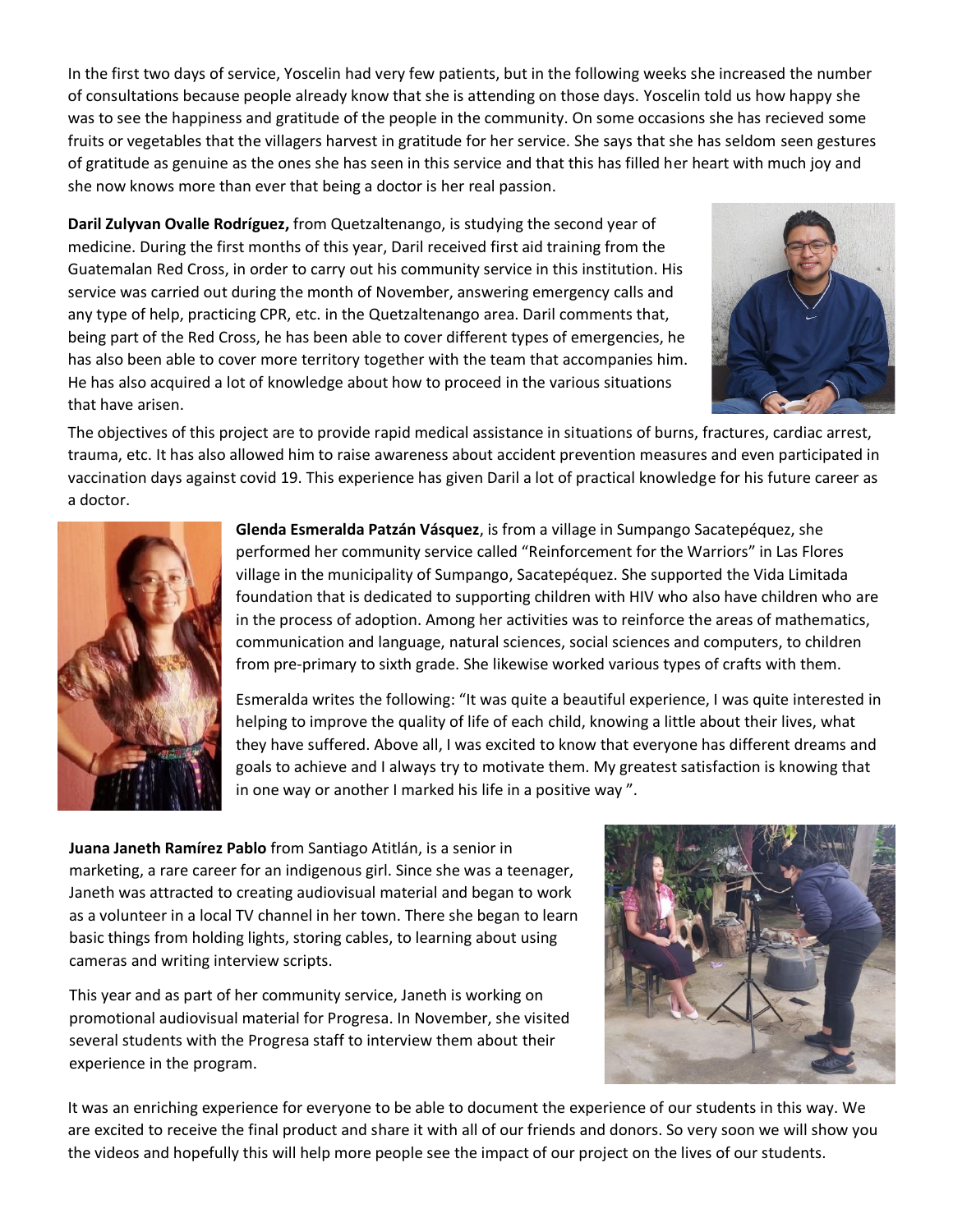In the first two days of service, Yoscelin had very few patients, but in the following weeks she increased the number of consultations because people already know that she is attending on those days. Yoscelin told us how happy she was to see the happiness and gratitude of the people in the community. On some occasions she has recieved some fruits or vegetables that the villagers harvest in gratitude for her service. She says that she has seldom seen gestures of gratitude as genuine as the ones she has seen in this service and that this has filled her heart with much joy and she now knows more than ever that being a doctor is her real passion.

**Daril Zulyvan Ovalle Rodríguez,** from Quetzaltenango, is studying the second year of medicine. During the first months of this year, Daril received first aid training from the Guatemalan Red Cross, in order to carry out his community service in this institution. His service was carried out during the month of November, answering emergency calls and any type of help, practicing CPR, etc. in the Quetzaltenango area. Daril comments that, being part of the Red Cross, he has been able to cover different types of emergencies, he has also been able to cover more territory together with the team that accompanies him. He has also acquired a lot of knowledge about how to proceed in the various situations that have arisen.

The objectives of this project are to provide rapid medical assistance in situations of burns, fractures, cardiac arrest, trauma, etc. It has also allowed him to raise awareness about accident prevention measures and even participated in vaccination days against covid 19. This experience has given Daril a lot of practical knowledge for his future career as a doctor.

**Glenda Esmeralda Patzán Vásquez**, is from a village in Sumpango Sacatepéquez, she performed her community service called "Reinforcement for the Warriors" in Las Flores village in the municipality of Sumpango, Sacatepéquez. She supported the Vida Limitada foundation that is dedicated to supporting children with HIV who also have children who are in the process of adoption. Among her activities was to reinforce the areas of mathematics, communication and language, natural sciences, social sciences and computers, to children from pre-primary to sixth grade. She likewise worked various types of crafts with them.

Esmeralda writes the following: "It was quite a beautiful experience, I was quite interested in helping to improve the quality of life of each child, knowing a little about their lives, what they have suffered. Above all, I was excited to know that everyone has different dreams and goals to achieve and I always try to motivate them. My greatest satisfaction is knowing that in one way or another I marked his life in a positive way ".

**Juana Janeth Ramírez Pablo** from Santiago Atitlán, is a senior in marketing, a rare career for an indigenous girl. Since she was a teenager, Janeth was attracted to creating audiovisual material and began to work as a volunteer in a local TV channel in her town. There she began to learn basic things from holding lights, storing cables, to learning about using cameras and writing interview scripts.

This year and as part of her community service, Janeth is working on promotional audiovisual material for Progresa. In November, she visited several students with the Progresa staff to interview them about their experience in the program.

It was an enriching experience for everyone to be able to document the experience of our students in this way. We are excited to receive the final product and share it with all of our friends and donors. So very soon we will show you the videos and hopefully this will help more people see the impact of our project on the lives of our students.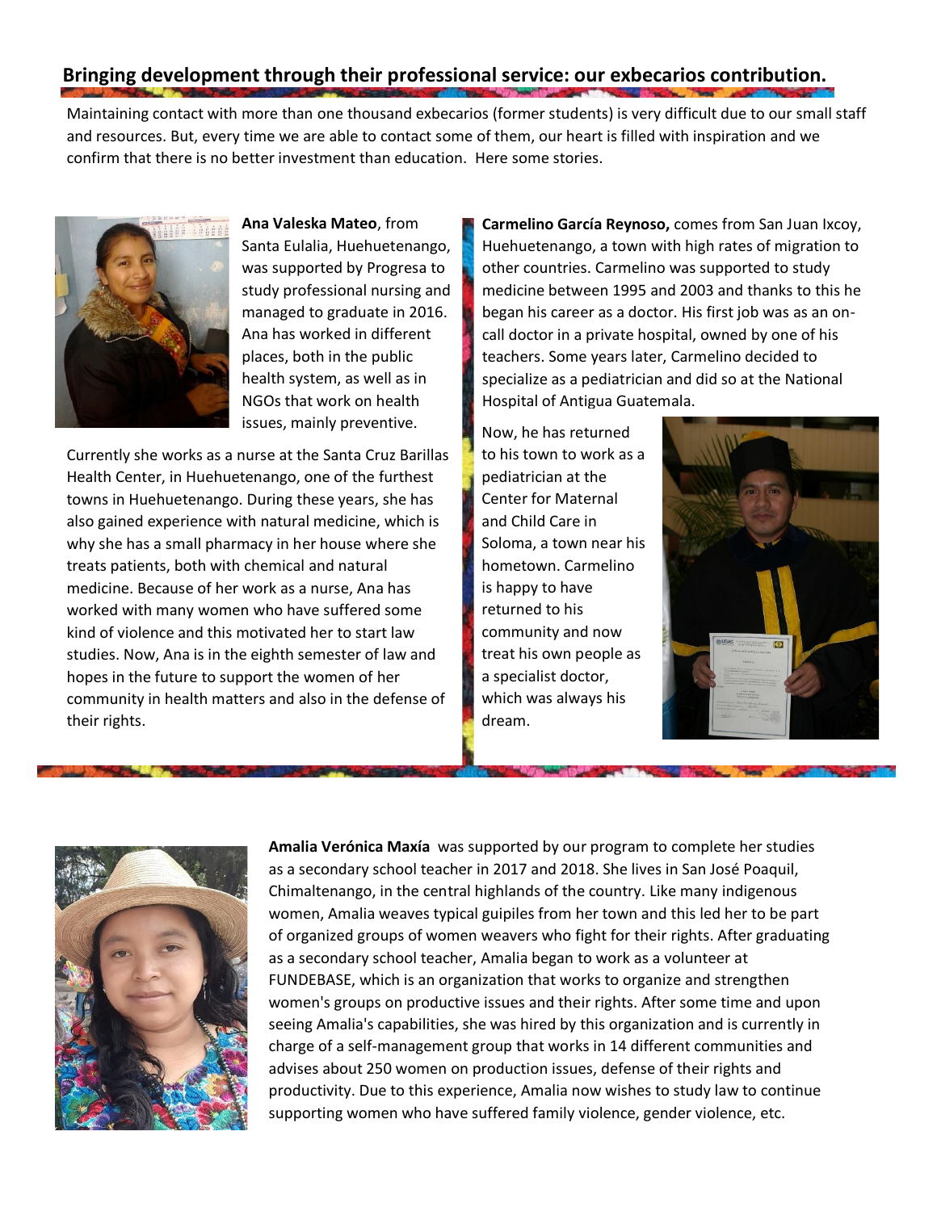## Bringing development through their professional service: our exbecarios contribution.

Maintaining contact with more than one thousand exbecarios (former students) is very difficult due to our small staff and resources. But, every time we are able to contact some of them, our heart is filled with inspiration and we confirm that there is no better investment than education. Here some stories.

**Ana Valeska Mateo**, from Santa Eulalia, Huehuetenango, was supported by Progresa to study professional nursing and managed to graduate in 2016. Ana has worked in different places, both in the public health system, as well as in NGOs that work on health issues, mainly preventive.

Currently she works as a nurse at the Santa Cruz Barillas Health Center, in Huehuetenango, one of the furthest towns in Huehuetenango. During these years, she has also gained experience with natural medicine, which is why she has a small pharmacy in her house where she treats patients, both with chemical and natural medicine. Because of her work as a nurse, Ana has worked with many women who have suffered some kind of violence and this motivated her to start law studies. Now, Ana is in the eighth semester of law and hopes in the future to support the women of her community in health matters and also in the defense of their rights.

**Carmelino García Reynoso,** comes from San Juan Ixcoy, Huehuetenango, a town with high rates of migration to other countries. Carmelino was supported to study medicine between 1995 and 2003 and thanks to this he began his career as a doctor. His first job was as an on-call doctor in a private hospital, owned by one of his teachers. Some years later, Carmelino decided to specialize as a pediatrician and did so at the National Hospital of Antigua Guatemala.

Now, he has returned to his town to work as a pediatrician at the Center for Maternal and Child Care in Soloma, a town near his hometown. Carmelino is happy to have returned to his community and now treat his own people as a specialist doctor, which was always his dream.

**Amalia Verónica Maxía** was supported by our program to complete her studies as a secondary school teacher in 2017 and 2018. She lives in San José Poaquil, Chimaltenango, in the central highlands of the country. Like many indigenous women, Amalia weaves typical guipiles from her town and this led her to be part of organized groups of women weavers who fight for their rights. After graduating as a secondary school teacher, Amalia began to work as a volunteer at FUNDEBASE, which is an organization that works to organize and strengthen women's groups on productive issues and their rights. After some time and upon seeing Amalia's capabilities, she was hired by this organization and is currently in charge of a self-management group that works in 14 different communities and advises about 250 women on production issues, defense of their rights and productivity. Due to this experience, Amalia now wishes to study law to continue supporting women who have suffered family violence, gender violence, etc.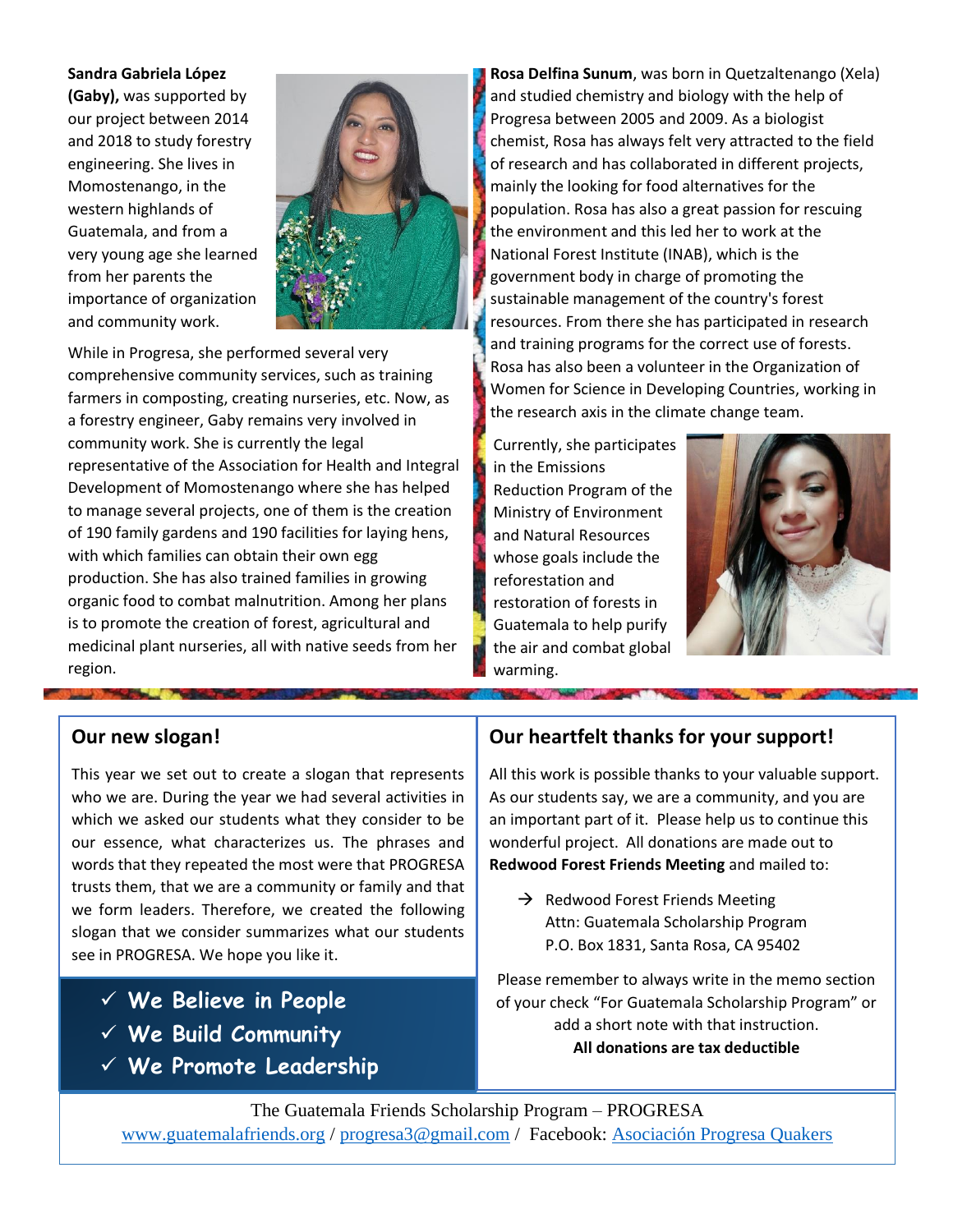**Sandra Gabriela López (Gaby),** was supported by our project between 2014 and 2018 to study forestry engineering. She lives in Momostenango, in the western highlands of Guatemala, and from a very young age she learned from her parents the importance of organization and community work.

While in Progresa, she performed several very comprehensive community services, such as training farmers in composting, creating nurseries, etc. Now, as a forestry engineer, Gaby remains very involved in community work. She is currently the legal representative of the Association for Health and Integral Development of Momostenango where she has helped to manage several projects, one of them is the creation of 190 family gardens and 190 facilities for laying hens, with which families can obtain their own egg production. She has also trained families in growing organic food to combat malnutrition. Among her plans is to promote the creation of forest, agricultural and medicinal plant nurseries, all with native seeds from her region.

**Rosa Delfina Sunum**, was born in Quetzaltenango (Xela) and studied chemistry and biology with the help of Progresa between 2005 and 2009. As a biologist chemist, Rosa has always felt very attracted to the field of research and has collaborated in different projects, mainly the looking for food alternatives for the population. Rosa has also a great passion for rescuing the environment and this led her to work at the National Forest Institute (INAB), which is the government body in charge of promoting the sustainable management of the country's forest resources. From there she has participated in research and training programs for the correct use of forests. Rosa has also been a volunteer in the Organization of Women for Science in Developing Countries, working in the research axis in the climate change team.

Currently, she participates in the Emissions Reduction Program of the Ministry of Environment and Natural Resources whose goals include the reforestation and restoration of forests in Guatemala to help purify the air and combat global warming.

## Our new slogan!

This year we set out to create a slogan that represents who we are. During the year we had several activities in which we asked our students what they consider to be our essence, what characterizes us. The phrases and words that they repeated the most were that PROGRESA trusts them, that we are a community or family and that we form leaders. Therefore, we created the following slogan that we consider summarizes what our students see in PROGRESA. We hope you like it.

- ✓ **We Believe in People**
- ✓ **We Build Community**
- ✓ **We Promote Leadership**

## Our heartfelt thanks for your support!

All this work is possible thanks to your valuable support. As our students say, we are a community, and you are an important part of it. Please help us to continue this wonderful project. All donations are made out to **Redwood Forest Friends Meeting** and mailed to:

→ Redwood Forest Friends Meeting
Attn: Guatemala Scholarship Program
P.O. Box 1831, Santa Rosa, CA 95402

Please remember to always write in the memo section of your check "For Guatemala Scholarship Program" or add a short note with that instruction.

**All donations are tax deductible**

The Guatemala Friends Scholarship Program – PROGRESA
www.guatemalafriends.org / progresa3@gmail.com / Facebook: Asociación Progresa Quakers